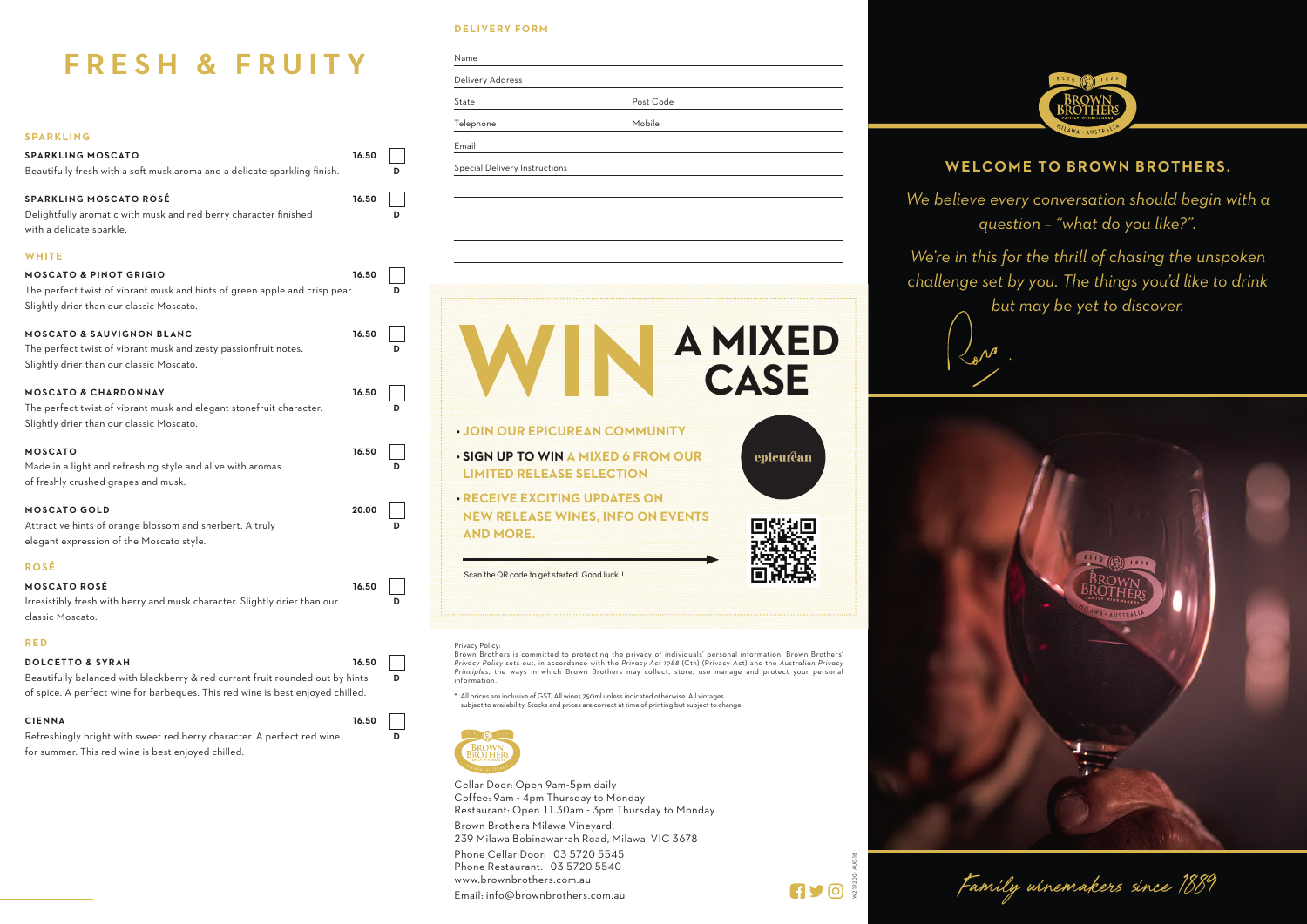# FRESH & FRUITY

## SPARKLING

**SPARKLING MOSCATO** 16.50 D
Beautifully fresh with a soft musk aroma and a delicate sparkling finish.

**SPARKLING MOSCATO ROSÉ** 16.50 D
Delightfully aromatic with musk and red berry character finished with a delicate sparkle.

## WHITE

**MOSCATO & PINOT GRIGIO** 16.50 D
The perfect twist of vibrant musk and hints of green apple and crisp pear. Slightly drier than our classic Moscato.

**MOSCATO & SAUVIGNON BLANC** 16.50 D
The perfect twist of vibrant musk and zesty passionfruit notes. Slightly drier than our classic Moscato.

**MOSCATO & CHARDONNAY** 16.50 D
The perfect twist of vibrant musk and elegant stonefruit character. Slightly drier than our classic Moscato.

**MOSCATO** 16.50 D
Made in a light and refreshing style and alive with aromas of freshly crushed grapes and musk.

**MOSCATO GOLD** 20.00 D
Attractive hints of orange blossom and sherbert. A truly elegant expression of the Moscato style.

## ROSÉ

**MOSCATO ROSÉ** 16.50 D
Irresistibly fresh with berry and musk character. Slightly drier than our classic Moscato.

## RED

**DOLCETTO & SYRAH** 16.50 D
Beautifully balanced with blackberry & red currant fruit rounded out by hints of spice. A perfect wine for barbeques. This red wine is best enjoyed chilled.

**CIENNA** 16.50 D
Refreshingly bright with sweet red berry character. A perfect red wine for summer. This red wine is best enjoyed chilled.

## DELIVERY FORM

Name

Delivery Address

State | Post Code

Telephone | Mobile

Email

Special Delivery Instructions

# WIN A MIXED CASE

- JOIN OUR EPICUREAN COMMUNITY
- SIGN UP TO WIN A MIXED 6 FROM OUR LIMITED RELEASE SELECTION
- RECEIVE EXCITING UPDATES ON NEW RELEASE WINES, INFO ON EVENTS AND MORE.

epicurean

Scan the QR code to get started. Good luck!!

Privacy Policy:
Brown Brothers is committed to protecting the privacy of individuals' personal information. Brown Brothers' *Privacy Policy* sets out, in accordance with the *Privacy Act 1988* (Cth) (Privacy Act) and the *Australian Privacy Principles*, the ways in which Brown Brothers may collect, store, use manage and protect your personal information.

* All prices are inclusive of GST, All wines 750ml unless indicated otherwise. All vintages subject to availability. Stocks and prices are correct at time of printing but subject to change.

Cellar Door: Open 9am-5pm daily
Coffee: 9am - 4pm Thursday to Monday
Restaurant: Open 11.30am - 3pm Thursday to Monday

Brown Brothers Milawa Vineyard:
239 Milawa Bobinawarrah Road, Milawa, VIC 3678

Phone Cellar Door: 03 5720 5545
Phone Restaurant: 03 5720 5540
www.brownbrothers.com.au
Email: info@brownbrothers.com.au

## WELCOME TO BROWN BROTHERS.

*We believe every conversation should begin with a question – "what do you like?".*

*We're in this for the thrill of chasing the unspoken challenge set by you. The things you'd like to drink but may be yet to discover.*

*Family winemakers since 1889*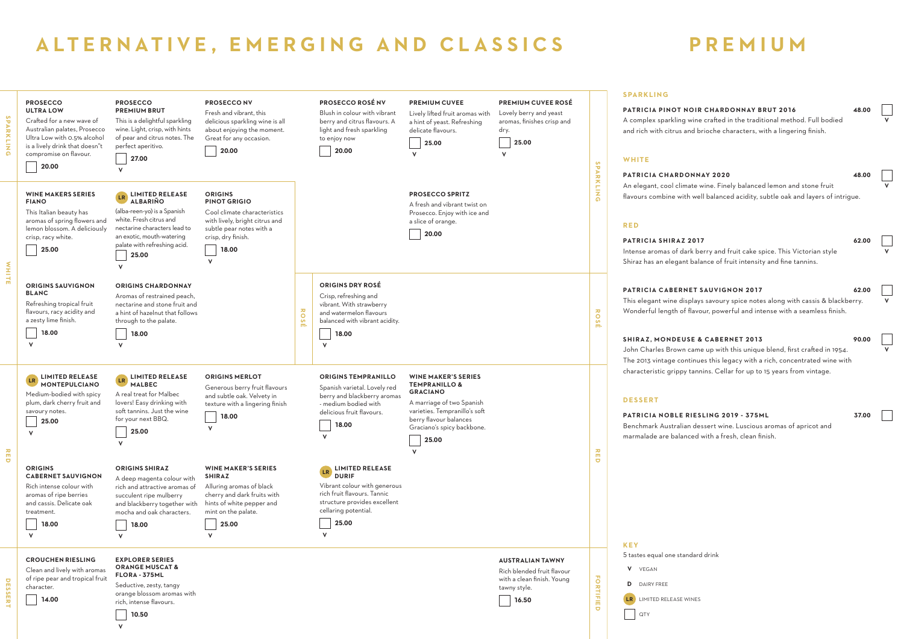# ALTERNATIVE, EMERGING AND CLASSICS

## SPARKLING

**PROSECCO ULTRA LOW**
Crafted for a new wave of Australian palates, Prosecco Ultra Low with 0.5% alcohol is a lively drink that doesn"t compromise on flavour.
20.00

**PROSECCO PREMIUM BRUT**
This is a delightful sparkling wine. Light, crisp, with hints of pear and citrus notes. The perfect aperitivo.
27.00
V

**PROSECCO NV**
Fresh and vibrant, this delicious sparkling wine is all about enjoying the moment. Great for any occasion.
20.00

**PROSECCO ROSÉ NV**
Blush in colour with vibrant berry and citrus flavours. A light and fresh sparkling to enjoy now
20.00

**PREMIUM CUVEE**
Lively lifted fruit aromas with a hint of yeast. Refreshing delicate flavours.
25.00
V

**PREMIUM CUVEE ROSÉ**
Lovely berry and yeast aromas, finishes crisp and dry.
25.00
V

**PROSECCO SPRITZ**
A fresh and vibrant twist on Prosecco. Enjoy with ice and a slice of orange.
20.00

## WHITE

**WINE MAKERS SERIES FIANO**
This Italian beauty has aromas of spring flowers and lemon blossom. A deliciously crisp, racy white.
25.00

**LR LIMITED RELEASE ALBARIÑO**
(alba-reen-yo) is a Spanish white. Fresh citrus and nectarine characters lead to an exotic, mouth-watering palate with refreshing acid.
25.00
V

**ORIGINS PINOT GRIGIO**
Cool climate characteristics with lively, bright citrus and subtle pear notes with a crisp, dry finish.
18.00
V

**ORIGINS SAUVIGNON BLANC**
Refreshing tropical fruit flavours, racy acidity and a zesty lime finish.
18.00
V

**ORIGINS CHARDONNAY**
Aromas of restrained peach, nectarine and stone fruit and a hint of hazelnut that follows through to the palate.
18.00
V

## ROSÉ

**ORIGINS DRY ROSÉ**
Crisp, refreshing and vibrant. With strawberry and watermelon flavours balanced with vibrant acidity.
18.00
V

## RED

**LR LIMITED RELEASE MONTEPULCIANO**
Medium-bodied with spicy plum, dark cherry fruit and savoury notes.
25.00
V

**LR LIMITED RELEASE MALBEC**
A real treat for Malbec lovers! Easy drinking with soft tannins. Just the wine for your next BBQ.
25.00
V

**ORIGINS MERLOT**
Generous berry fruit flavours and subtle oak. Velvety in texture with a lingering finish
18.00
V

**ORIGINS TEMPRANILLO**
Spanish varietal. Lovely red berry and blackberry aromas - medium bodied with delicious fruit flavours.
18.00
V

**WINE MAKER'S SERIES TEMPRANILLO & GRACIANO**
A marriage of two Spanish varieties. Tempranillo's soft berry flavour balances Graciano's spicy backbone.
25.00
V

**ORIGINS CABERNET SAUVIGNON**
Rich intense colour with aromas of ripe berries and cassis. Delicate oak treatment.
18.00
V

**ORIGINS SHIRAZ**
A deep magenta colour with rich and attractive aromas of succulent ripe mulberry and blackberry together with mocha and oak characters.
18.00
V

**WINE MAKER'S SERIES SHIRAZ**
Alluring aromas of black cherry and dark fruits with hints of white pepper and mint on the palate.
25.00
V

**LR LIMITED RELEASE DURIF**
Vibrant colour with generous rich fruit flavours. Tannic structure provides excellent cellaring potential.
25.00
V

## DESSERT

**CROUCHEN RIESLING**
Clean and lively with aromas of ripe pear and tropical fruit character.
14.00

**EXPLORER SERIES ORANGE MUSCAT & FLORA - 375ML**
Seductive, zesty, tangy orange blossom aromas with rich, intense flavours.
10.50
V

## FORTIFIED

**AUSTRALIAN TAWNY**
Rich blended fruit flavour with a clean finish. Young tawny style.
16.50

# PREMIUM

## SPARKLING

**PATRICIA PINOT NOIR CHARDONNAY BRUT 2016** — 48.00
A complex sparkling wine crafted in the traditional method. Full bodied and rich with citrus and brioche characters, with a lingering finish.
V

## WHITE

**PATRICIA CHARDONNAY 2020** — 48.00
An elegant, cool climate wine. Finely balanced lemon and stone fruit flavours combine with well balanced acidity, subtle oak and layers of intrigue.
V

## RED

**PATRICIA SHIRAZ 2017** — 62.00
Intense aromas of dark berry and fruit cake spice. This Victorian style Shiraz has an elegant balance of fruit intensity and fine tannins.
V

**PATRICIA CABERNET SAUVIGNON 2017** — 62.00
This elegant wine displays savoury spice notes along with cassis & blackberry. Wonderful length of flavour, powerful and intense with a seamless finish.
V

**SHIRAZ, MONDEUSE & CABERNET 2013** — 90.00
John Charles Brown came up with this unique blend, first crafted in 1954. The 2013 vintage continues this legacy with a rich, concentrated wine with characteristic grippy tannins. Cellar for up to 15 years from vintage.
V

## DESSERT

**PATRICIA NOBLE RIESLING 2019 - 375ML** — 37.00
Benchmark Australian dessert wine. Luscious aromas of apricot and marmalade are balanced with a fresh, clean finish.

## KEY

5 tastes equal one standard drink

- V — VEGAN
- D — DAIRY FREE
- LR — LIMITED RELEASE WINES
- ☐ — QTY